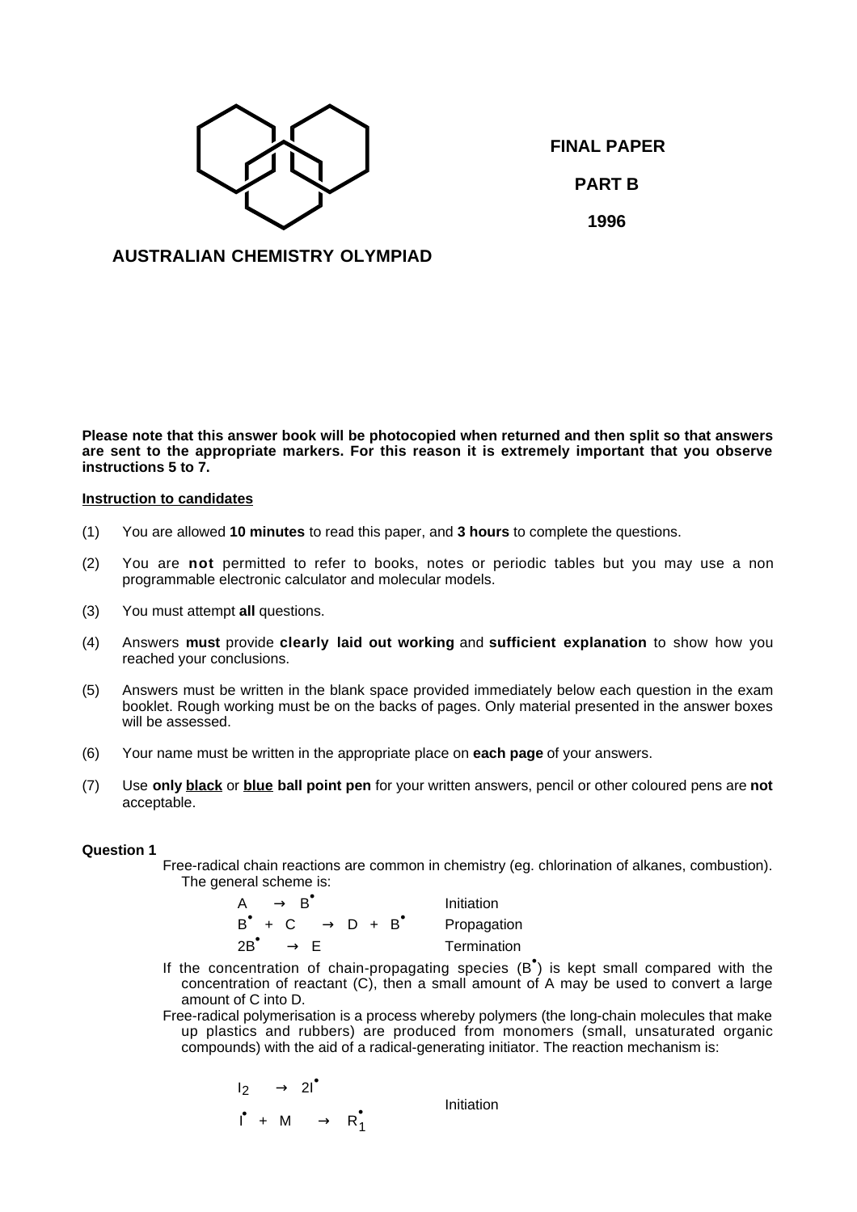**FINAL PAPER**

**PART B**

**1996**

**AUSTRALIAN CHEMISTRY OLYMPIAD**

**Please note that this answer book will be photocopied when returned and then split so that answers are sent to the appropriate markers. For this reason it is extremely important that you observe instructions 5 to 7.**

**Instruction to candidates**

(1) You are allowed **10 minutes** to read this paper, and **3 hours** to complete the questions.

(2) You are **not** permitted to refer to books, notes or periodic tables but you may use a non programmable electronic calculator and molecular models.

(3) You must attempt **all** questions.

(4) Answers **must** provide **clearly laid out working** and **sufficient explanation** to show how you reached your conclusions.

(5) Answers must be written in the blank space provided immediately below each question in the exam booklet. Rough working must be on the backs of pages. Only material presented in the answer boxes will be assessed.

(6) Your name must be written in the appropriate place on **each page** of your answers.

(7) Use **only black** or **blue ball point pen** for your written answers, pencil or other coloured pens are **not** acceptable.

**Question 1**

Free-radical chain reactions are common in chemistry (eg. chlorination of alkanes, combustion). The general scheme is:

$A \rightarrow B^{\bullet}$ Initiation

$B^{\bullet} + C \rightarrow D + B^{\bullet}$ Propagation

$2B^{\bullet} \rightarrow E$ Termination

If the concentration of chain-propagating species ($B^{\bullet}$) is kept small compared with the concentration of reactant (C), then a small amount of A may be used to convert a large amount of C into D.

Free-radical polymerisation is a process whereby polymers (the long-chain molecules that make up plastics and rubbers) are produced from monomers (small, unsaturated organic compounds) with the aid of a radical-generating initiator. The reaction mechanism is:

$I_2 \rightarrow 2I^{\bullet}$

$I^{\bullet} + M \rightarrow R_1^{\bullet}$

Initiation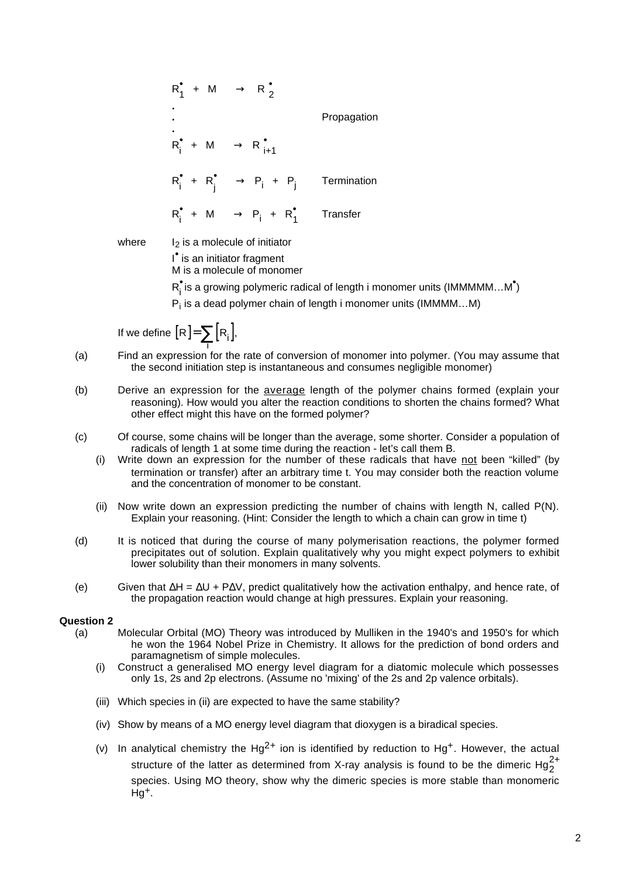$$R_1^{\bullet} + M \rightarrow R_2^{\bullet}$$

$$\vdots \qquad\qquad \text{Propagation}$$

$$R_i^{\bullet} + M \rightarrow R_{i+1}^{\bullet}$$

$$R_i^{\bullet} + R_j^{\bullet} \rightarrow P_i + P_j \qquad \text{Termination}$$

$$R_i^{\bullet} + M \rightarrow P_i + R_1^{\bullet} \qquad \text{Transfer}$$

where
- $I_2$ is a molecule of initiator
- $I^{\bullet}$ is an initiator fragment
- M is a molecule of monomer
- $R_i^{\bullet}$ is a growing polymeric radical of length i monomer units (IMMMMM…M$^{\bullet}$)
- $P_i$ is a dead polymer chain of length i monomer units (IMMMM…M)

If we define $[R] = \sum_i [R_i]$,

(a) Find an expression for the rate of conversion of monomer into polymer. (You may assume that the second initiation step is instantaneous and consumes negligible monomer)

(b) Derive an expression for the average length of the polymer chains formed (explain your reasoning). How would you alter the reaction conditions to shorten the chains formed? What other effect might this have on the formed polymer?

(c) Of course, some chains will be longer than the average, some shorter. Consider a population of radicals of length 1 at some time during the reaction - let's call them B.

(i) Write down an expression for the number of these radicals that have not been "killed" (by termination or transfer) after an arbitrary time t. You may consider both the reaction volume and the concentration of monomer to be constant.

(ii) Now write down an expression predicting the number of chains with length N, called P(N). Explain your reasoning. (Hint: Consider the length to which a chain can grow in time t)

(d) It is noticed that during the course of many polymerisation reactions, the polymer formed precipitates out of solution. Explain qualitatively why you might expect polymers to exhibit lower solubility than their monomers in many solvents.

(e) Given that $\Delta H = \Delta U + P\Delta V$, predict qualitatively how the activation enthalpy, and hence rate, of the propagation reaction would change at high pressures. Explain your reasoning.

**Question 2**

(a) Molecular Orbital (MO) Theory was introduced by Mulliken in the 1940's and 1950's for which he won the 1964 Nobel Prize in Chemistry. It allows for the prediction of bond orders and paramagnetism of simple molecules.

(i) Construct a generalised MO energy level diagram for a diatomic molecule which possesses only 1s, 2s and 2p electrons. (Assume no 'mixing' of the 2s and 2p valence orbitals).

(iii) Which species in (ii) are expected to have the same stability?

(iv) Show by means of a MO energy level diagram that dioxygen is a biradical species.

(v) In analytical chemistry the $Hg^{2+}$ ion is identified by reduction to $Hg^{+}$. However, the actual structure of the latter as determined from X-ray analysis is found to be the dimeric $Hg_2^{2+}$ species. Using MO theory, show why the dimeric species is more stable than monomeric $Hg^{+}$.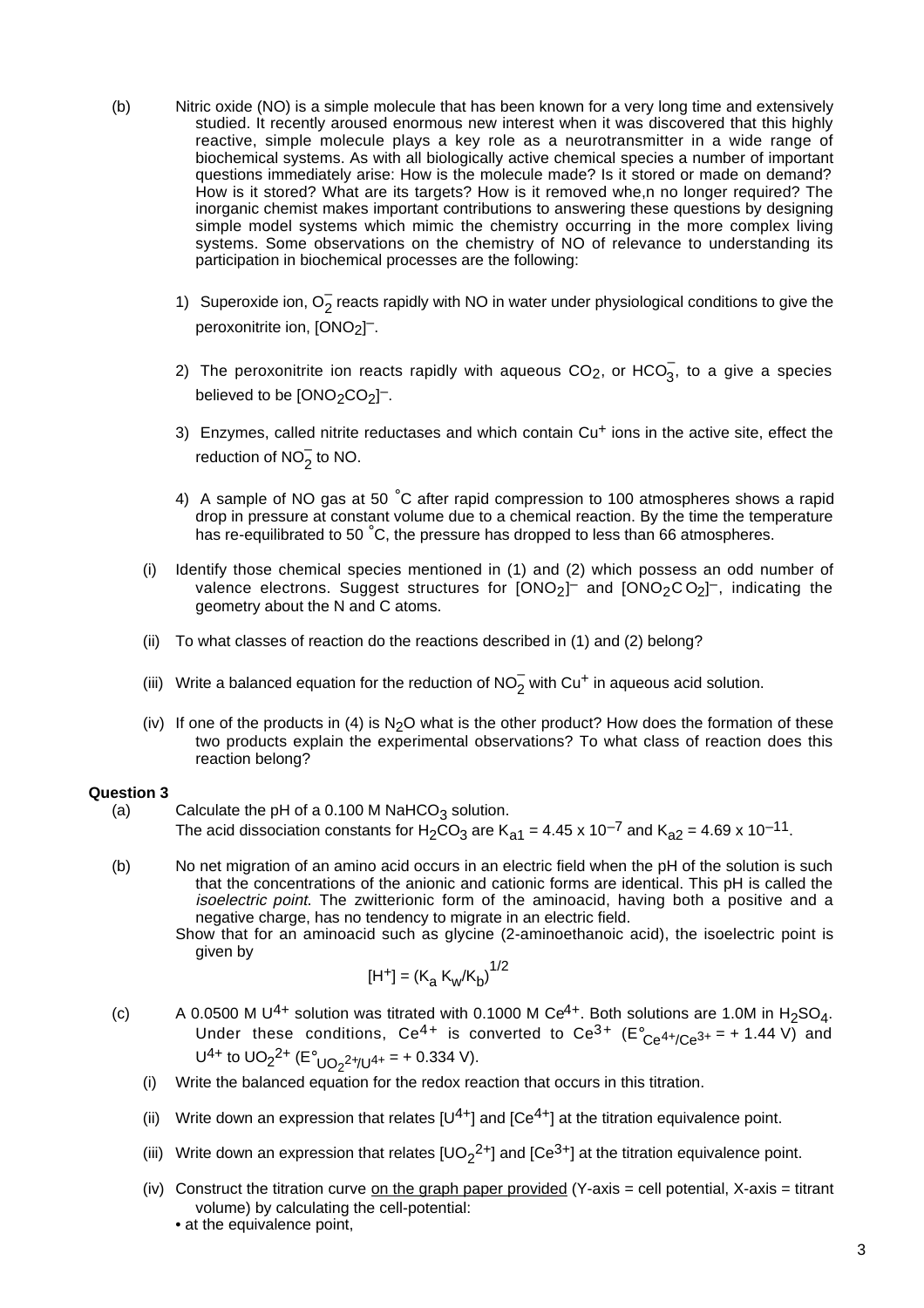(b) Nitric oxide (NO) is a simple molecule that has been known for a very long time and extensively studied. It recently aroused enormous new interest when it was discovered that this highly reactive, simple molecule plays a key role as a neurotransmitter in a wide range of biochemical systems. As with all biologically active chemical species a number of important questions immediately arise: How is the molecule made? Is it stored or made on demand? How is it stored? What are its targets? How is it removed whe,n no longer required? The inorganic chemist makes important contributions to answering these questions by designing simple model systems which mimic the chemistry occurring in the more complex living systems. Some observations on the chemistry of NO of relevance to understanding its participation in biochemical processes are the following:

1) Superoxide ion, $O_2^-$ reacts rapidly with NO in water under physiological conditions to give the peroxonitrite ion, $[ONO_2]^-$.

2) The peroxonitrite ion reacts rapidly with aqueous $CO_2$, or $HCO_3^-$, to a give a species believed to be $[ONO_2CO_2]^-$.

3) Enzymes, called nitrite reductases and which contain $Cu^+$ ions in the active site, effect the reduction of $NO_2^-$ to NO.

4) A sample of NO gas at 50 °C after rapid compression to 100 atmospheres shows a rapid drop in pressure at constant volume due to a chemical reaction. By the time the temperature has re-equilibrated to 50 °C, the pressure has dropped to less than 66 atmospheres.

(i) Identify those chemical species mentioned in (1) and (2) which possess an odd number of valence electrons. Suggest structures for $[ONO_2]^-$ and $[ONO_2CO_2]^-$, indicating the geometry about the N and C atoms.

(ii) To what classes of reaction do the reactions described in (1) and (2) belong?

(iii) Write a balanced equation for the reduction of $NO_2^-$ with $Cu^+$ in aqueous acid solution.

(iv) If one of the products in (4) is $N_2O$ what is the other product? How does the formation of these two products explain the experimental observations? To what class of reaction does this reaction belong?

**Question 3**

(a) Calculate the pH of a 0.100 M $NaHCO_3$ solution.
The acid dissociation constants for $H_2CO_3$ are $K_{a1} = 4.45 \times 10^{-7}$ and $K_{a2} = 4.69 \times 10^{-11}$.

(b) No net migration of an amino acid occurs in an electric field when the pH of the solution is such that the concentrations of the anionic and cationic forms are identical. This pH is called the *isoelectric point*. The zwitterionic form of the aminoacid, having both a positive and a negative charge, has no tendency to migrate in an electric field.
Show that for an aminoacid such as glycine (2-aminoethanoic acid), the isoelectric point is given by

$$[H^+] = (K_a K_w/K_b)^{1/2}$$

(c) A 0.0500 M $U^{4+}$ solution was titrated with 0.1000 M $Ce^{4+}$. Both solutions are 1.0M in $H_2SO_4$. Under these conditions, $Ce^{4+}$ is converted to $Ce^{3+}$ ($E°_{Ce^{4+}/Ce^{3+}}$ = + 1.44 V) and $U^{4+}$ to $UO_2^{2+}$ ($E°_{UO_2^{2+}/U^{4+}}$ = + 0.334 V).

(i) Write the balanced equation for the redox reaction that occurs in this titration.

(ii) Write down an expression that relates $[U^{4+}]$ and $[Ce^{4+}]$ at the titration equivalence point.

(iii) Write down an expression that relates $[UO_2^{2+}]$ and $[Ce^{3+}]$ at the titration equivalence point.

(iv) Construct the titration curve on the graph paper provided (Y-axis = cell potential, X-axis = titrant volume) by calculating the cell-potential:

- at the equivalence point,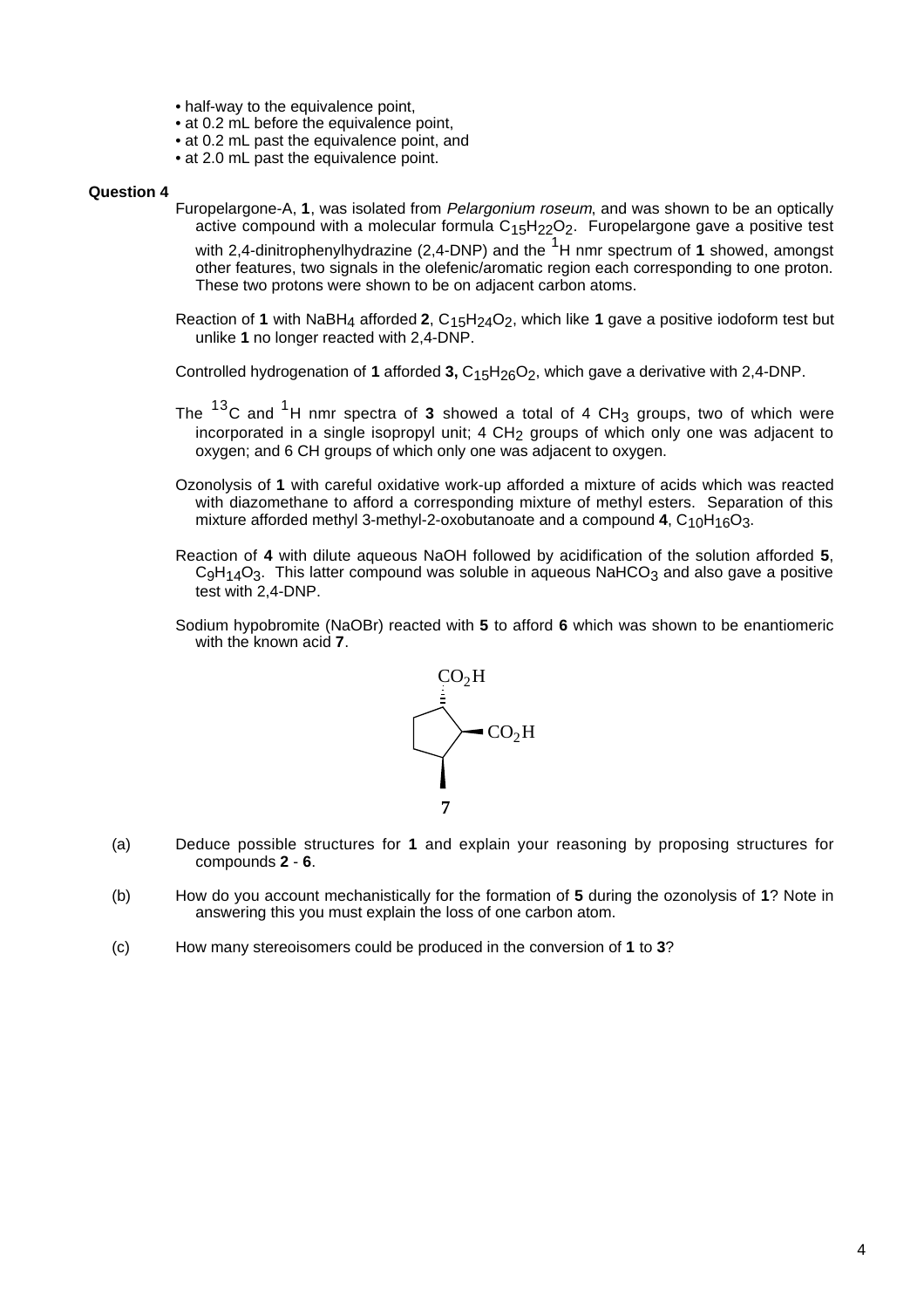- half-way to the equivalence point,
- at 0.2 mL before the equivalence point,
- at 0.2 mL past the equivalence point, and
- at 2.0 mL past the equivalence point.

**Question 4**

Furopelargone-A, **1**, was isolated from *Pelargonium roseum*, and was shown to be an optically active compound with a molecular formula $C_{15}H_{22}O_2$. Furopelargone gave a positive test with 2,4-dinitrophenylhydrazine (2,4-DNP) and the $^1$H nmr spectrum of **1** showed, amongst other features, two signals in the olefenic/aromatic region each corresponding to one proton. These two protons were shown to be on adjacent carbon atoms.

Reaction of **1** with $NaBH_4$ afforded **2**, $C_{15}H_{24}O_2$, which like **1** gave a positive iodoform test but unlike **1** no longer reacted with 2,4-DNP.

Controlled hydrogenation of **1** afforded **3,** $C_{15}H_{26}O_2$, which gave a derivative with 2,4-DNP.

The $^{13}$C and $^1$H nmr spectra of **3** showed a total of 4 $CH_3$ groups, two of which were incorporated in a single isopropyl unit; 4 $CH_2$ groups of which only one was adjacent to oxygen; and 6 CH groups of which only one was adjacent to oxygen.

Ozonolysis of **1** with careful oxidative work-up afforded a mixture of acids which was reacted with diazomethane to afford a corresponding mixture of methyl esters. Separation of this mixture afforded methyl 3-methyl-2-oxobutanoate and a compound **4**, $C_{10}H_{16}O_3$.

Reaction of **4** with dilute aqueous NaOH followed by acidification of the solution afforded **5**, $C_9H_{14}O_3$. This latter compound was soluble in aqueous $NaHCO_3$ and also gave a positive test with 2,4-DNP.

Sodium hypobromite (NaOBr) reacted with **5** to afford **6** which was shown to be enantiomeric with the known acid **7**.

$CO_2H$

$CO_2H$

**7**

(a) Deduce possible structures for **1** and explain your reasoning by proposing structures for compounds **2** - **6**.

(b) How do you account mechanistically for the formation of **5** during the ozonolysis of **1**? Note in answering this you must explain the loss of one carbon atom.

(c) How many stereoisomers could be produced in the conversion of **1** to **3**?